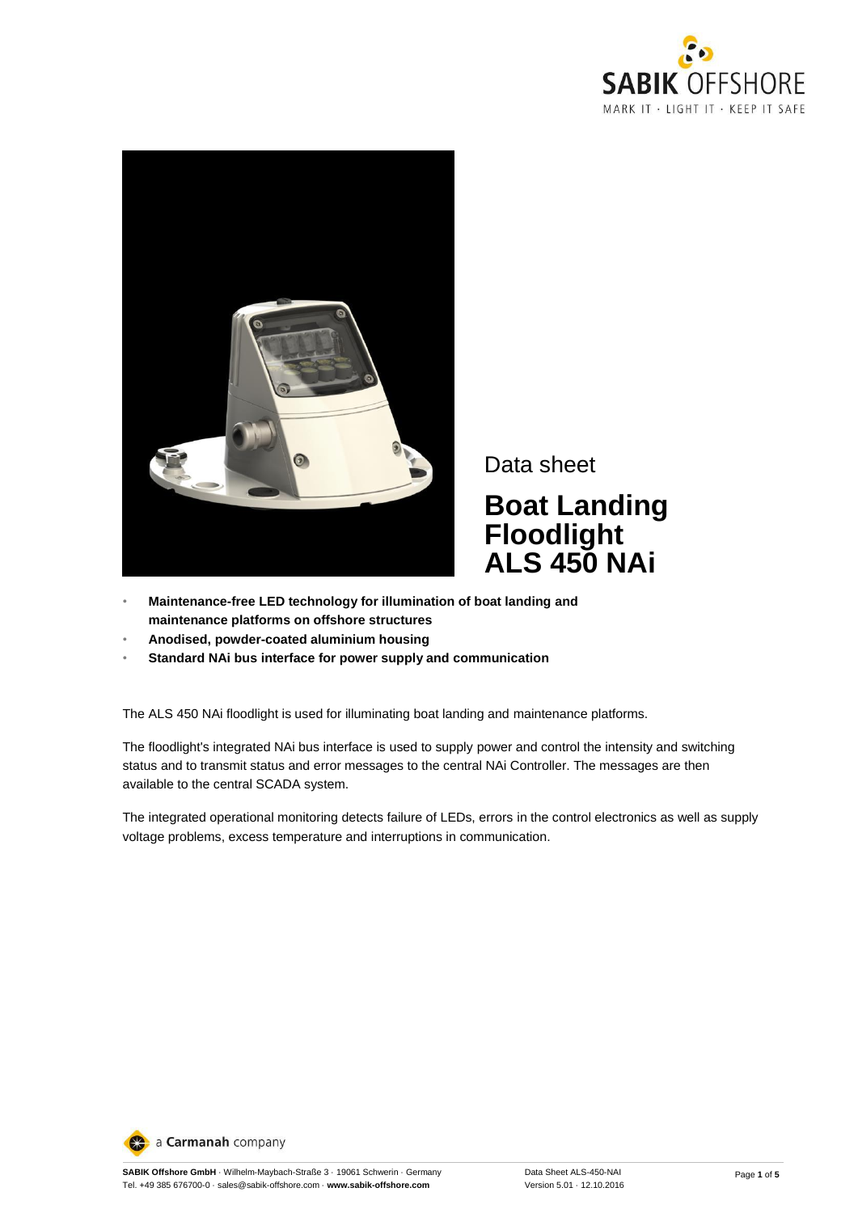Data sheet

# Boat Landing Floodlight ALS 450 NAi

- **Maintenance-free LED technology for illumination of boat landing and maintenance platforms on offshore structures**
- **Anodised, powder-coated aluminium housing**
- **Standard NAi bus interface for power supply and communication**

The ALS 450 NAi floodlight is used for illuminating boat landing and maintenance platforms.

The floodlight's integrated NAi bus interface is used to supply power and control the intensity and switching status and to transmit status and error messages to the central NAi Controller. The messages are then available to the central SCADA system.

The integrated operational monitoring detects failure of LEDs, errors in the control electronics as well as supply voltage problems, excess temperature and interruptions in communication.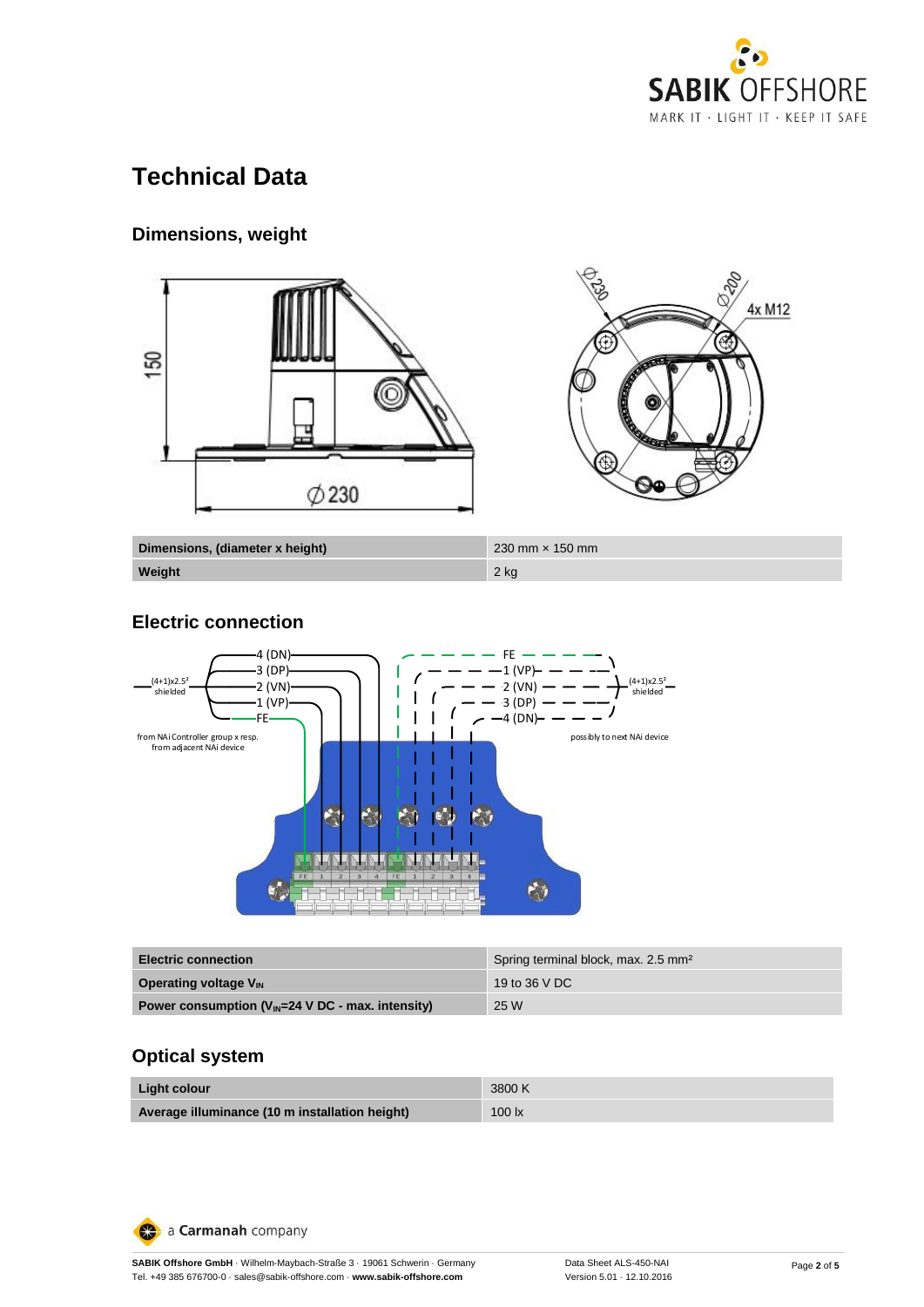# Technical Data

## Dimensions, weight

| Dimensions, (diameter x height) | 230 mm × 150 mm |
| --- | --- |
| Weight | 2 kg |

## Electric connection

| Electric connection | Spring terminal block, max. 2.5 mm² |
| --- | --- |
| Operating voltage $V_{IN}$ | 19 to 36 V DC |
| Power consumption ($V_{IN}$=24 V DC - max. intensity) | 25 W |

## Optical system

| Light colour | 3800 K |
| --- | --- |
| Average illuminance (10 m installation height) | 100 lx |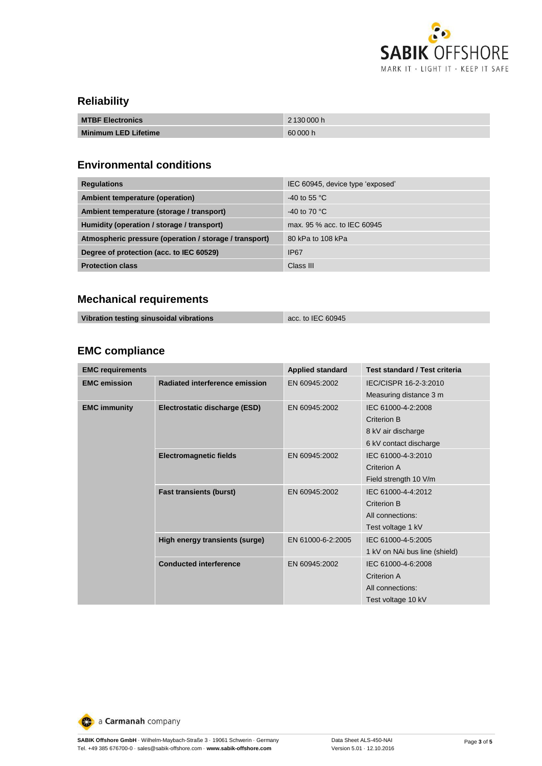## Reliability

| MTBF Electronics | 2 130 000 h |
|---|---|
| Minimum LED Lifetime | 60 000 h |

## Environmental conditions

| Regulations | IEC 60945, device type 'exposed' |
|---|---|
| Ambient temperature (operation) | -40 to 55 °C |
| Ambient temperature (storage / transport) | -40 to 70 °C |
| Humidity (operation / storage / transport) | max. 95 % acc. to IEC 60945 |
| Atmospheric pressure (operation / storage / transport) | 80 kPa to 108 kPa |
| Degree of protection (acc. to IEC 60529) | IP67 |
| Protection class | Class III |

## Mechanical requirements

| Vibration testing sinusoidal vibrations | acc. to IEC 60945 |
|---|---|

## EMC compliance

| EMC requirements | | Applied standard | Test standard / Test criteria |
|---|---|---|---|
| EMC emission | Radiated interference emission | EN 60945:2002 | IEC/CISPR 16-2-3:2010<br>Measuring distance 3 m |
| EMC immunity | Electrostatic discharge (ESD) | EN 60945:2002 | IEC 61000-4-2:2008<br>Criterion B<br>8 kV air discharge<br>6 kV contact discharge |
| | Electromagnetic fields | EN 60945:2002 | IEC 61000-4-3:2010<br>Criterion A<br>Field strength 10 V/m |
| | Fast transients (burst) | EN 60945:2002 | IEC 61000-4-4:2012<br>Criterion B<br>All connections:<br>Test voltage 1 kV |
| | High energy transients (surge) | EN 61000-6-2:2005 | IEC 61000-4-5:2005<br>1 kV on NAi bus line (shield) |
| | Conducted interference | EN 60945:2002 | IEC 61000-4-6:2008<br>Criterion A<br>All connections:<br>Test voltage 10 kV |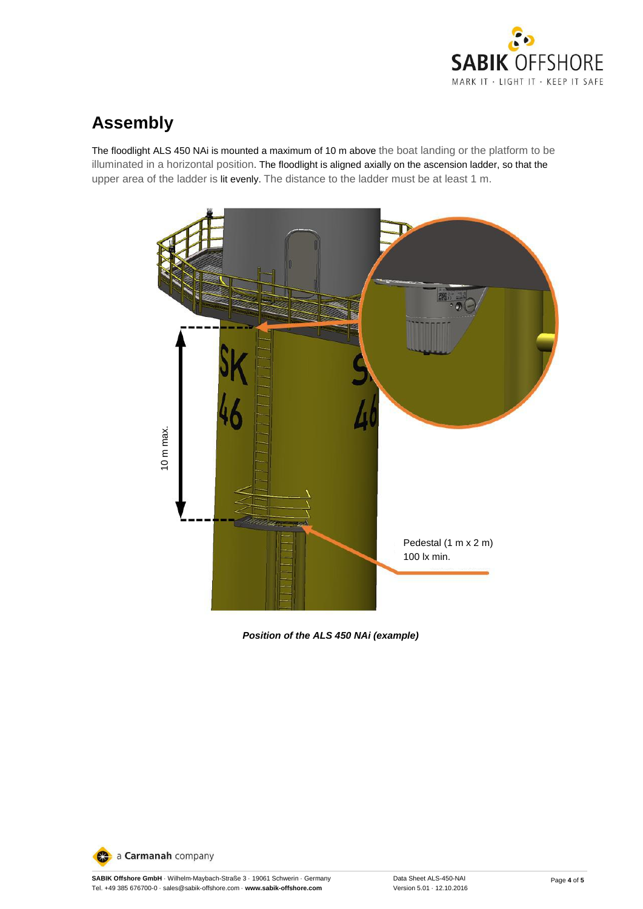# Assembly

The floodlight ALS 450 NAi is mounted a maximum of 10 m above the boat landing or the platform to be illuminated in a horizontal position. The floodlight is aligned axially on the ascension ladder, so that the upper area of the ladder is lit evenly. The distance to the ladder must be at least 1 m.

10 m max.

Pedestal (1 m x 2 m)
100 lx min.

***Position of the ALS 450 NAi (example)***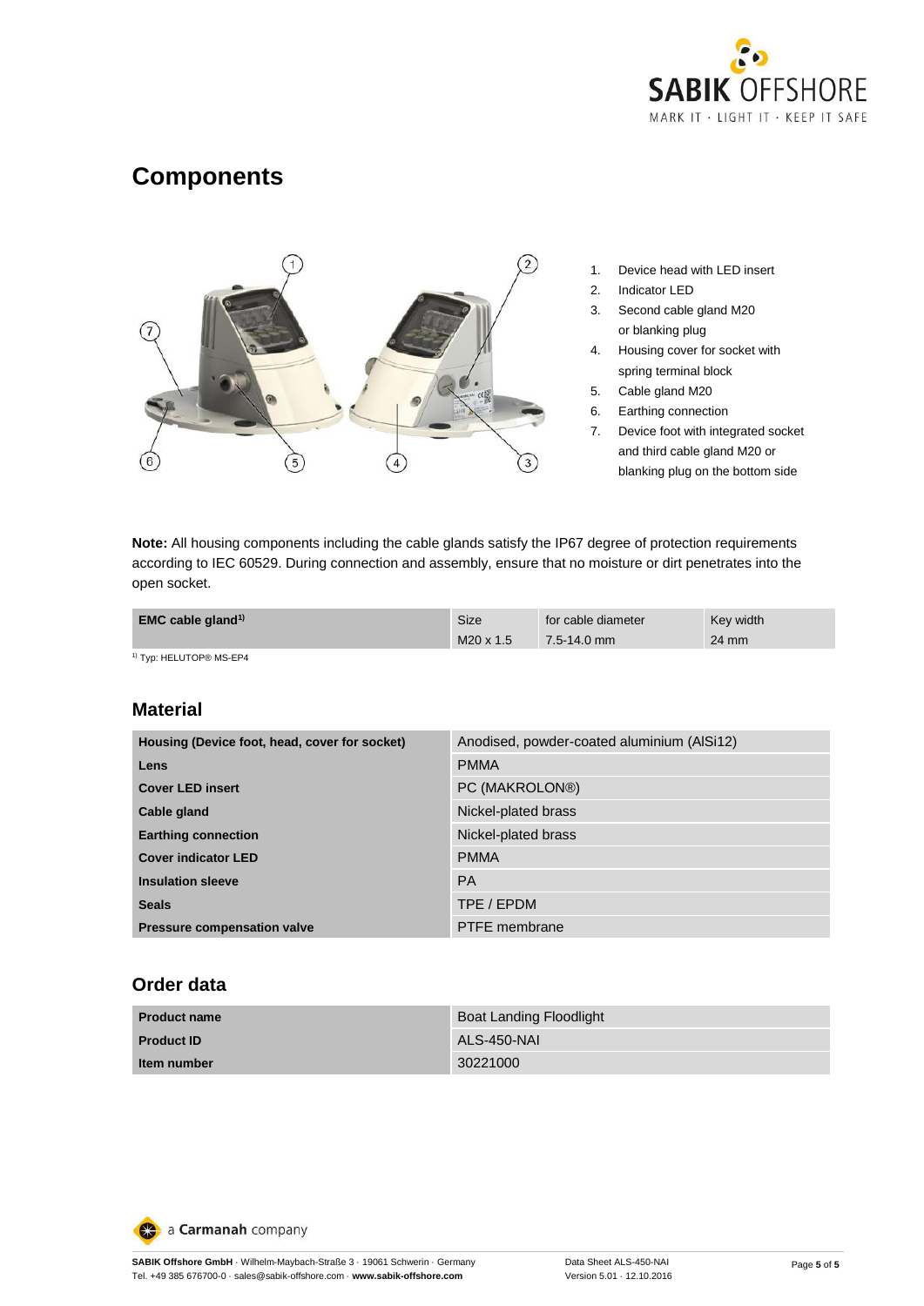## Components

1. Device head with LED insert
2. Indicator LED
3. Second cable gland M20 or blanking plug
4. Housing cover for socket with spring terminal block
5. Cable gland M20
6. Earthing connection
7. Device foot with integrated socket and third cable gland M20 or blanking plug on the bottom side

**Note:** All housing components including the cable glands satisfy the IP67 degree of protection requirements according to IEC 60529. During connection and assembly, ensure that no moisture or dirt penetrates into the open socket.

| **EMC cable gland**[1] | Size | for cable diameter | Key width |
|---|---|---|---|
| | M20 x 1.5 | 7.5-14.0 mm | 24 mm |

[1] Typ: HELUTOP® MS-EP4

## Material

| | |
|---|---|
| **Housing (Device foot, head, cover for socket)** | Anodised, powder-coated aluminium (AlSi12) |
| **Lens** | PMMA |
| **Cover LED insert** | PC (MAKROLON®) |
| **Cable gland** | Nickel-plated brass |
| **Earthing connection** | Nickel-plated brass |
| **Cover indicator LED** | PMMA |
| **Insulation sleeve** | PA |
| **Seals** | TPE / EPDM |
| **Pressure compensation valve** | PTFE membrane |

## Order data

| | |
|---|---|
| **Product name** | Boat Landing Floodlight |
| **Product ID** | ALS-450-NAI |
| **Item number** | 30221000 |